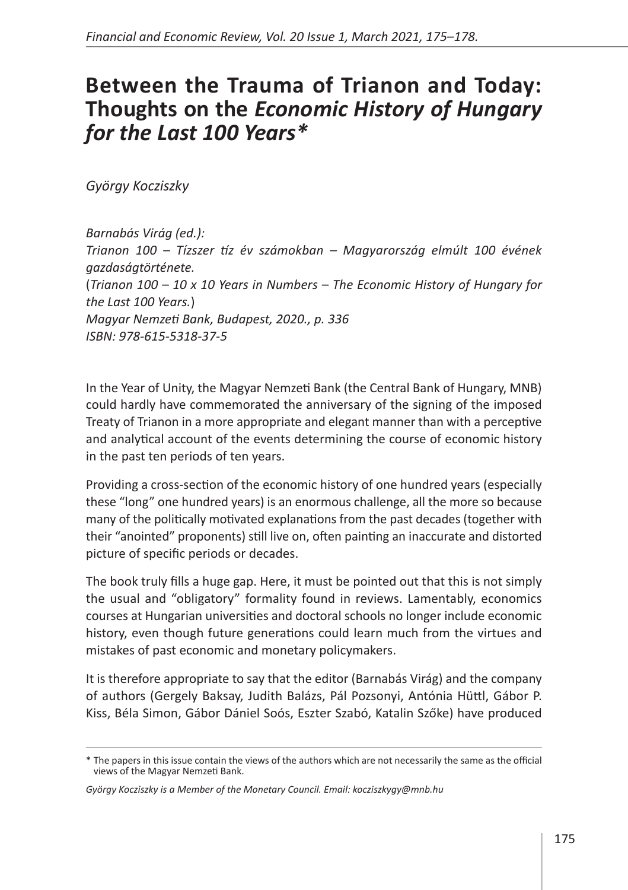# Between the Trauma of Trianon and Today: Thoughts on the *Economic History of Hungary for the Last 100 Years*\*

*György Kocziszky*

*Barnabás Virág (ed.):*
*Trianon 100 – Tízszer tíz év számokban – Magyarország elmúlt 100 évének gazdaságtörténete.*
(*Trianon 100 – 10 x 10 Years in Numbers – The Economic History of Hungary for the Last 100 Years.*)
*Magyar Nemzeti Bank, Budapest, 2020., p. 336*
*ISBN: 978-615-5318-37-5*

In the Year of Unity, the Magyar Nemzeti Bank (the Central Bank of Hungary, MNB) could hardly have commemorated the anniversary of the signing of the imposed Treaty of Trianon in a more appropriate and elegant manner than with a perceptive and analytical account of the events determining the course of economic history in the past ten periods of ten years.

Providing a cross-section of the economic history of one hundred years (especially these "long" one hundred years) is an enormous challenge, all the more so because many of the politically motivated explanations from the past decades (together with their "anointed" proponents) still live on, often painting an inaccurate and distorted picture of specific periods or decades.

The book truly fills a huge gap. Here, it must be pointed out that this is not simply the usual and "obligatory" formality found in reviews. Lamentably, economics courses at Hungarian universities and doctoral schools no longer include economic history, even though future generations could learn much from the virtues and mistakes of past economic and monetary policymakers.

It is therefore appropriate to say that the editor (Barnabás Virág) and the company of authors (Gergely Baksay, Judith Balázs, Pál Pozsonyi, Antónia Hüttl, Gábor P. Kiss, Béla Simon, Gábor Dániel Soós, Eszter Szabó, Katalin Szőke) have produced

\* The papers in this issue contain the views of the authors which are not necessarily the same as the official views of the Magyar Nemzeti Bank.

*György Kocziszky is a Member of the Monetary Council. Email: kocziszkygy@mnb.hu*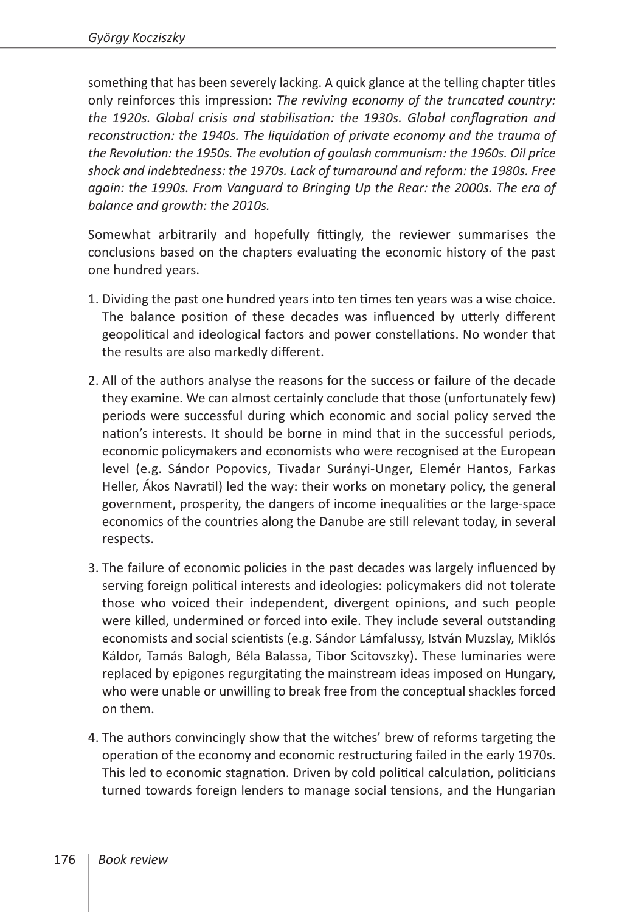something that has been severely lacking. A quick glance at the telling chapter titles only reinforces this impression: *The reviving economy of the truncated country: the 1920s. Global crisis and stabilisation: the 1930s. Global conflagration and reconstruction: the 1940s. The liquidation of private economy and the trauma of the Revolution: the 1950s. The evolution of goulash communism: the 1960s. Oil price shock and indebtedness: the 1970s. Lack of turnaround and reform: the 1980s. Free again: the 1990s. From Vanguard to Bringing Up the Rear: the 2000s. The era of balance and growth: the 2010s.*

Somewhat arbitrarily and hopefully fittingly, the reviewer summarises the conclusions based on the chapters evaluating the economic history of the past one hundred years.

1. Dividing the past one hundred years into ten times ten years was a wise choice. The balance position of these decades was influenced by utterly different geopolitical and ideological factors and power constellations. No wonder that the results are also markedly different.

2. All of the authors analyse the reasons for the success or failure of the decade they examine. We can almost certainly conclude that those (unfortunately few) periods were successful during which economic and social policy served the nation's interests. It should be borne in mind that in the successful periods, economic policymakers and economists who were recognised at the European level (e.g. Sándor Popovics, Tivadar Surányi-Unger, Elemér Hantos, Farkas Heller, Ákos Navratil) led the way: their works on monetary policy, the general government, prosperity, the dangers of income inequalities or the large-space economics of the countries along the Danube are still relevant today, in several respects.

3. The failure of economic policies in the past decades was largely influenced by serving foreign political interests and ideologies: policymakers did not tolerate those who voiced their independent, divergent opinions, and such people were killed, undermined or forced into exile. They include several outstanding economists and social scientists (e.g. Sándor Lámfalussy, István Muzslay, Miklós Káldor, Tamás Balogh, Béla Balassa, Tibor Scitovszky). These luminaries were replaced by epigones regurgitating the mainstream ideas imposed on Hungary, who were unable or unwilling to break free from the conceptual shackles forced on them.

4. The authors convincingly show that the witches' brew of reforms targeting the operation of the economy and economic restructuring failed in the early 1970s. This led to economic stagnation. Driven by cold political calculation, politicians turned towards foreign lenders to manage social tensions, and the Hungarian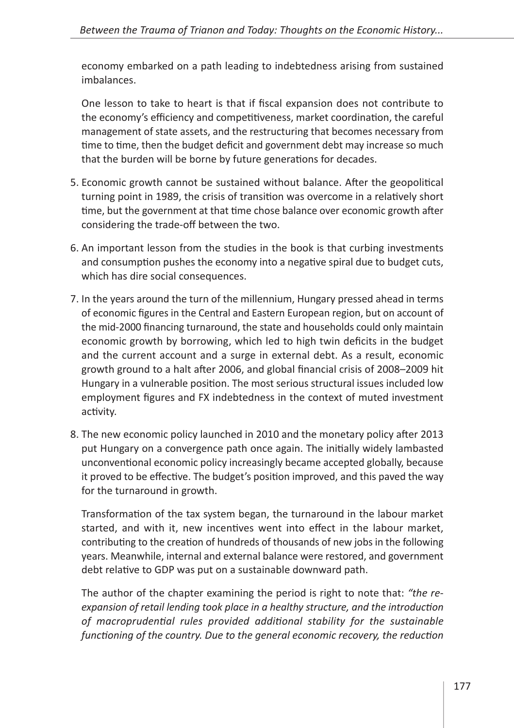economy embarked on a path leading to indebtedness arising from sustained imbalances.

One lesson to take to heart is that if fiscal expansion does not contribute to the economy's efficiency and competitiveness, market coordination, the careful management of state assets, and the restructuring that becomes necessary from time to time, then the budget deficit and government debt may increase so much that the burden will be borne by future generations for decades.

5. Economic growth cannot be sustained without balance. After the geopolitical turning point in 1989, the crisis of transition was overcome in a relatively short time, but the government at that time chose balance over economic growth after considering the trade-off between the two.

6. An important lesson from the studies in the book is that curbing investments and consumption pushes the economy into a negative spiral due to budget cuts, which has dire social consequences.

7. In the years around the turn of the millennium, Hungary pressed ahead in terms of economic figures in the Central and Eastern European region, but on account of the mid-2000 financing turnaround, the state and households could only maintain economic growth by borrowing, which led to high twin deficits in the budget and the current account and a surge in external debt. As a result, economic growth ground to a halt after 2006, and global financial crisis of 2008–2009 hit Hungary in a vulnerable position. The most serious structural issues included low employment figures and FX indebtedness in the context of muted investment activity.

8. The new economic policy launched in 2010 and the monetary policy after 2013 put Hungary on a convergence path once again. The initially widely lambasted unconventional economic policy increasingly became accepted globally, because it proved to be effective. The budget's position improved, and this paved the way for the turnaround in growth.

   Transformation of the tax system began, the turnaround in the labour market started, and with it, new incentives went into effect in the labour market, contributing to the creation of hundreds of thousands of new jobs in the following years. Meanwhile, internal and external balance were restored, and government debt relative to GDP was put on a sustainable downward path.

   The author of the chapter examining the period is right to note that: *"the re-expansion of retail lending took place in a healthy structure, and the introduction of macroprudential rules provided additional stability for the sustainable functioning of the country. Due to the general economic recovery, the reduction*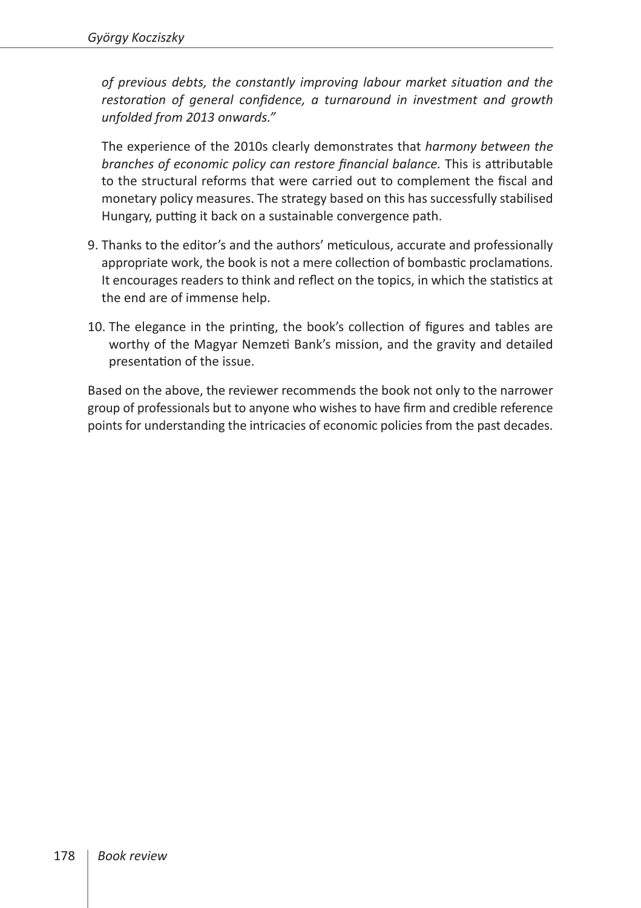*of previous debts, the constantly improving labour market situation and the restoration of general confidence, a turnaround in investment and growth unfolded from 2013 onwards."*

The experience of the 2010s clearly demonstrates that *harmony between the branches of economic policy can restore financial balance.* This is attributable to the structural reforms that were carried out to complement the fiscal and monetary policy measures. The strategy based on this has successfully stabilised Hungary, putting it back on a sustainable convergence path.

9. Thanks to the editor's and the authors' meticulous, accurate and professionally appropriate work, the book is not a mere collection of bombastic proclamations. It encourages readers to think and reflect on the topics, in which the statistics at the end are of immense help.

10. The elegance in the printing, the book's collection of figures and tables are worthy of the Magyar Nemzeti Bank's mission, and the gravity and detailed presentation of the issue.

Based on the above, the reviewer recommends the book not only to the narrower group of professionals but to anyone who wishes to have firm and credible reference points for understanding the intricacies of economic policies from the past decades.